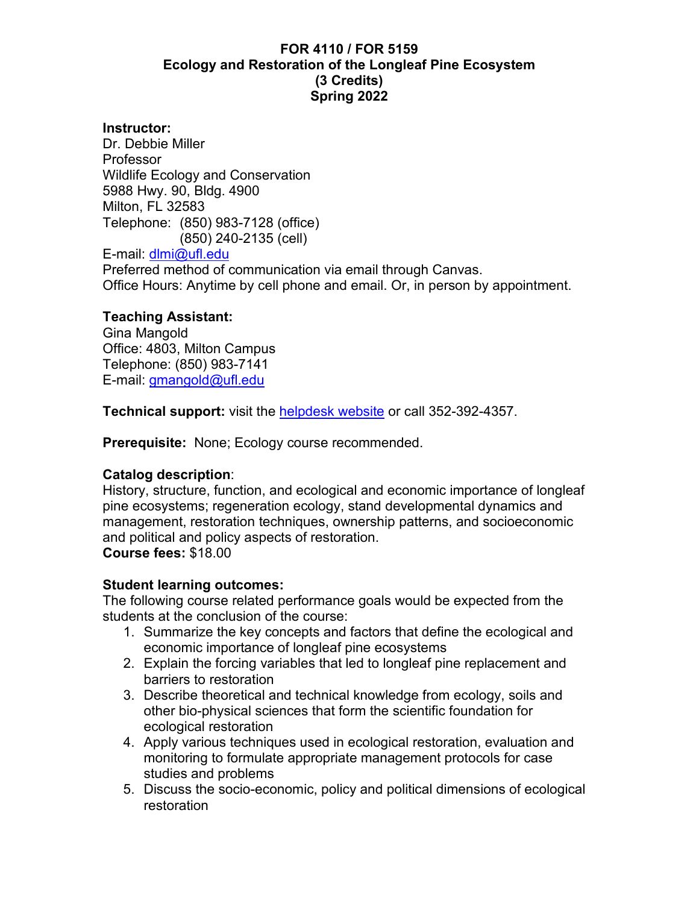# FOR 4110 / FOR 5159
# Ecology and Restoration of the Longleaf Pine Ecosystem
# (3 Credits)
# Spring 2022

**Instructor:**
Dr. Debbie Miller
Professor
Wildlife Ecology and Conservation
5988 Hwy. 90, Bldg. 4900
Milton, FL 32583
Telephone: (850) 983-7128 (office)
(850) 240-2135 (cell)
E-mail: [dlmi@ufl.edu](mailto:dlmi@ufl.edu)
Preferred method of communication via email through Canvas.
Office Hours: Anytime by cell phone and email. Or, in person by appointment.

**Teaching Assistant:**
Gina Mangold
Office: 4803, Milton Campus
Telephone: (850) 983-7141
E-mail: [gmangold@ufl.edu](mailto:gmangold@ufl.edu)

**Technical support:** visit the helpdesk website or call 352-392-4357.

**Prerequisite:** None; Ecology course recommended.

**Catalog description**:
History, structure, function, and ecological and economic importance of longleaf pine ecosystems; regeneration ecology, stand developmental dynamics and management, restoration techniques, ownership patterns, and socioeconomic and political and policy aspects of restoration.
**Course fees:** $18.00

**Student learning outcomes:**
The following course related performance goals would be expected from the students at the conclusion of the course:

1. Summarize the key concepts and factors that define the ecological and economic importance of longleaf pine ecosystems
2. Explain the forcing variables that led to longleaf pine replacement and barriers to restoration
3. Describe theoretical and technical knowledge from ecology, soils and other bio-physical sciences that form the scientific foundation for ecological restoration
4. Apply various techniques used in ecological restoration, evaluation and monitoring to formulate appropriate management protocols for case studies and problems
5. Discuss the socio-economic, policy and political dimensions of ecological restoration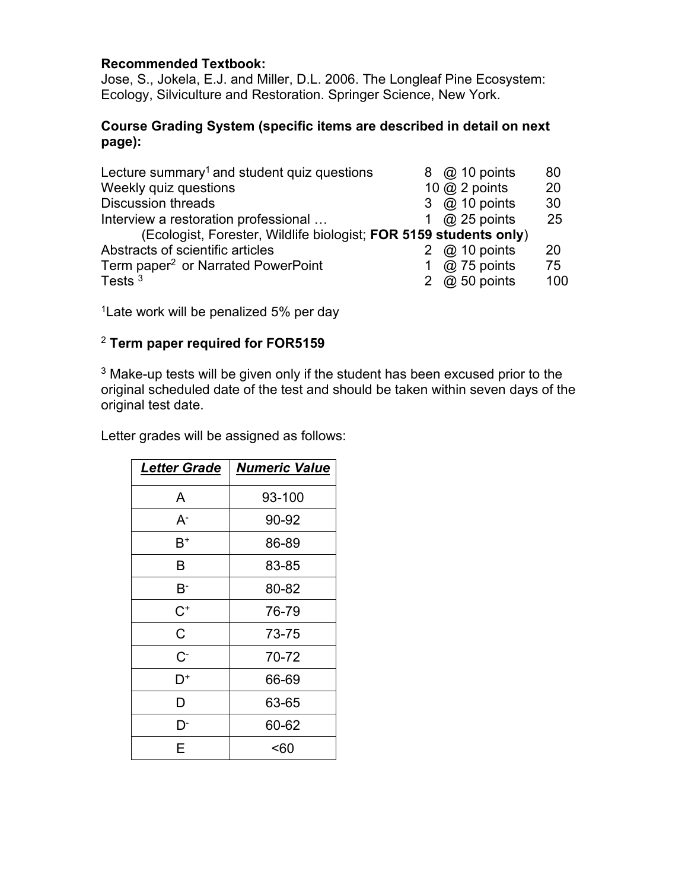**Recommended Textbook:**
Jose, S., Jokela, E.J. and Miller, D.L. 2006. The Longleaf Pine Ecosystem: Ecology, Silviculture and Restoration. Springer Science, New York.

**Course Grading System (specific items are described in detail on next page):**

| | | |
|---|---|---|
| Lecture summary[1] and student quiz questions | 8 @ 10 points | 80 |
| Weekly quiz questions | 10 @ 2 points | 20 |
| Discussion threads | 3 @ 10 points | 30 |
| Interview a restoration professional … (Ecologist, Forester, Wildlife biologist; **FOR 5159 students only**) | 1 @ 25 points | 25 |
| Abstracts of scientific articles | 2 @ 10 points | 20 |
| Term paper[2] or Narrated PowerPoint | 1 @ 75 points | 75 |
| Tests [3] | 2 @ 50 points | 100 |

[1]Late work will be penalized 5% per day

[2] **Term paper required for FOR5159**

[3] Make-up tests will be given only if the student has been excused prior to the original scheduled date of the test and should be taken within seven days of the original test date.

Letter grades will be assigned as follows:

| ***Letter Grade*** | ***Numeric Value*** |
|---|---|
| A | 93-100 |
| A- | 90-92 |
| B+ | 86-89 |
| B | 83-85 |
| B- | 80-82 |
| C+ | 76-79 |
| C | 73-75 |
| C- | 70-72 |
| D+ | 66-69 |
| D | 63-65 |
| D- | 60-62 |
| E | <60 |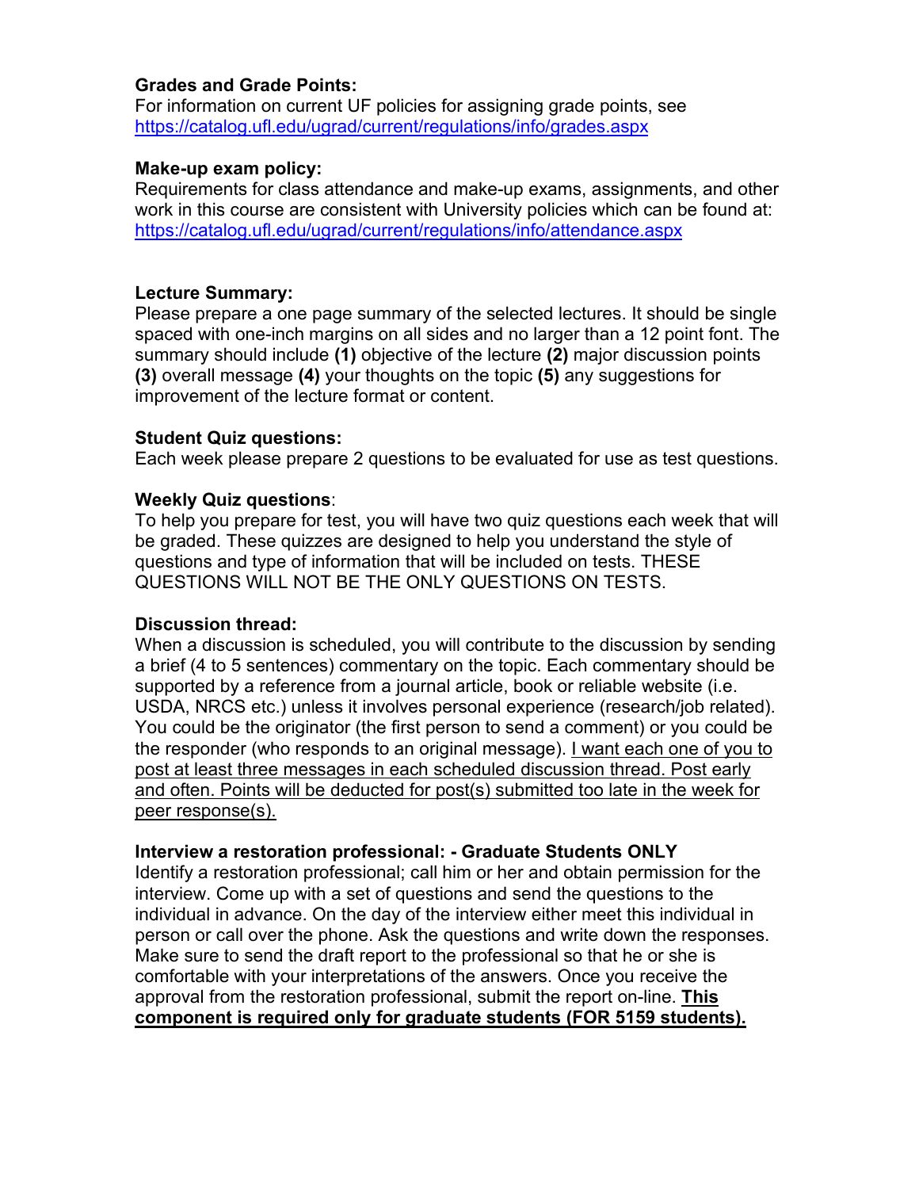**Grades and Grade Points:**
For information on current UF policies for assigning grade points, see https://catalog.ufl.edu/ugrad/current/regulations/info/grades.aspx

**Make-up exam policy:**
Requirements for class attendance and make-up exams, assignments, and other work in this course are consistent with University policies which can be found at: https://catalog.ufl.edu/ugrad/current/regulations/info/attendance.aspx

**Lecture Summary:**
Please prepare a one page summary of the selected lectures. It should be single spaced with one-inch margins on all sides and no larger than a 12 point font. The summary should include **(1)** objective of the lecture **(2)** major discussion points **(3)** overall message **(4)** your thoughts on the topic **(5)** any suggestions for improvement of the lecture format or content.

**Student Quiz questions:**
Each week please prepare 2 questions to be evaluated for use as test questions.

**Weekly Quiz questions**:
To help you prepare for test, you will have two quiz questions each week that will be graded. These quizzes are designed to help you understand the style of questions and type of information that will be included on tests. THESE QUESTIONS WILL NOT BE THE ONLY QUESTIONS ON TESTS.

**Discussion thread:**
When a discussion is scheduled, you will contribute to the discussion by sending a brief (4 to 5 sentences) commentary on the topic. Each commentary should be supported by a reference from a journal article, book or reliable website (i.e. USDA, NRCS etc.) unless it involves personal experience (research/job related). You could be the originator (the first person to send a comment) or you could be the responder (who responds to an original message). <u>I want each one of you to post at least three messages in each scheduled discussion thread. Post early and often. Points will be deducted for post(s) submitted too late in the week for peer response(s).</u>

**Interview a restoration professional: - Graduate Students ONLY**
Identify a restoration professional; call him or her and obtain permission for the interview. Come up with a set of questions and send the questions to the individual in advance. On the day of the interview either meet this individual in person or call over the phone. Ask the questions and write down the responses. Make sure to send the draft report to the professional so that he or she is comfortable with your interpretations of the answers. Once you receive the approval from the restoration professional, submit the report on-line. **<u>This component is required only for graduate students (FOR 5159 students).</u>**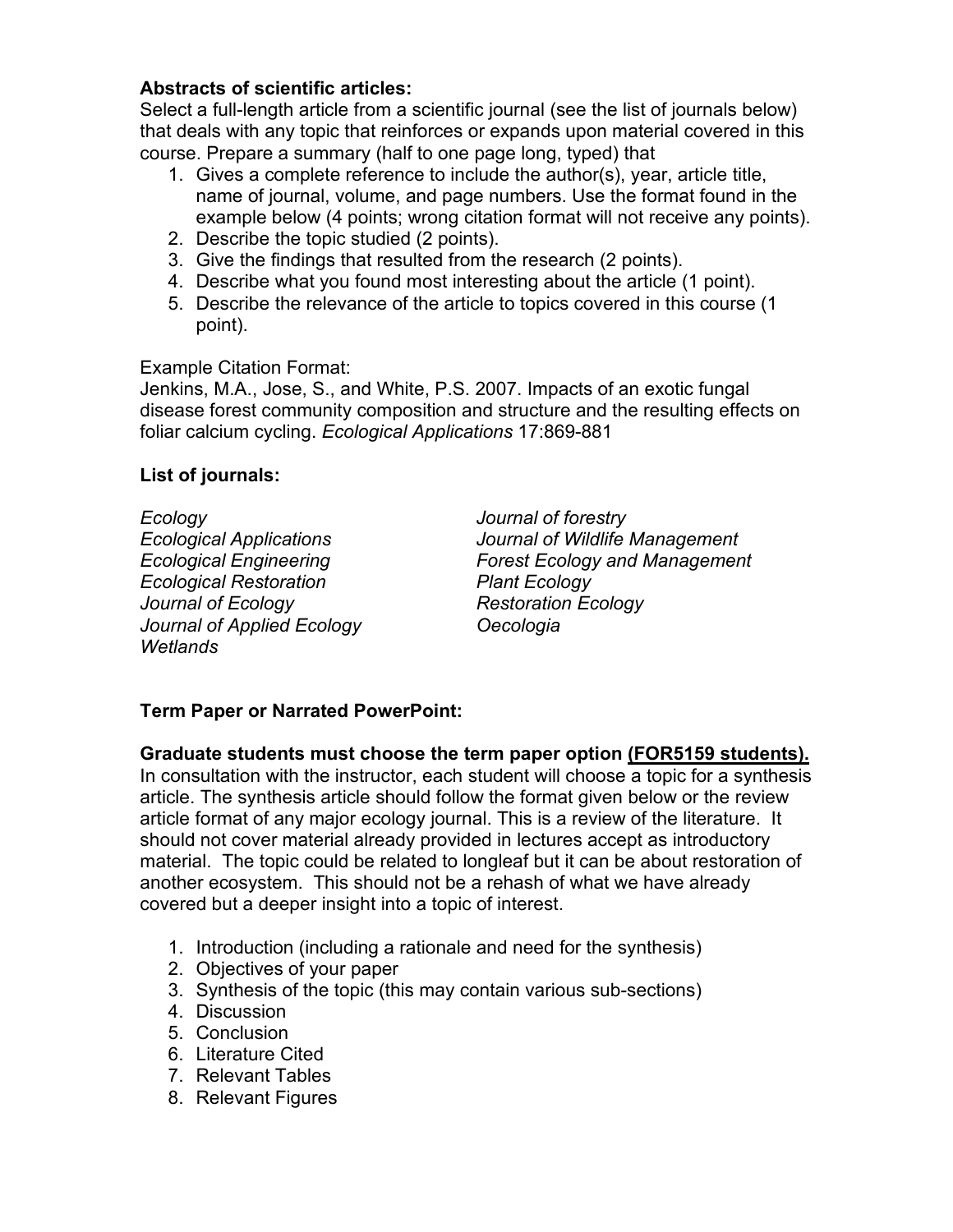**Abstracts of scientific articles:**
Select a full-length article from a scientific journal (see the list of journals below) that deals with any topic that reinforces or expands upon material covered in this course. Prepare a summary (half to one page long, typed) that

1. Gives a complete reference to include the author(s), year, article title, name of journal, volume, and page numbers. Use the format found in the example below (4 points; wrong citation format will not receive any points).
2. Describe the topic studied (2 points).
3. Give the findings that resulted from the research (2 points).
4. Describe what you found most interesting about the article (1 point).
5. Describe the relevance of the article to topics covered in this course (1 point).

Example Citation Format:
Jenkins, M.A., Jose, S., and White, P.S. 2007. Impacts of an exotic fungal disease forest community composition and structure and the resulting effects on foliar calcium cycling. *Ecological Applications* 17:869-881

**List of journals:**

*Ecology*
*Ecological Applications*
*Ecological Engineering*
*Ecological Restoration*
*Journal of Ecology*
*Journal of Applied Ecology*
*Wetlands*
*Journal of forestry*
*Journal of Wildlife Management*
*Forest Ecology and Management*
*Plant Ecology*
*Restoration Ecology*
*Oecologia*

**Term Paper or Narrated PowerPoint:**

**Graduate students must choose the term paper option <u>(FOR5159 students).</u>**
In consultation with the instructor, each student will choose a topic for a synthesis article. The synthesis article should follow the format given below or the review article format of any major ecology journal. This is a review of the literature. It should not cover material already provided in lectures accept as introductory material. The topic could be related to longleaf but it can be about restoration of another ecosystem. This should not be a rehash of what we have already covered but a deeper insight into a topic of interest.

1. Introduction (including a rationale and need for the synthesis)
2. Objectives of your paper
3. Synthesis of the topic (this may contain various sub-sections)
4. Discussion
5. Conclusion
6. Literature Cited
7. Relevant Tables
8. Relevant Figures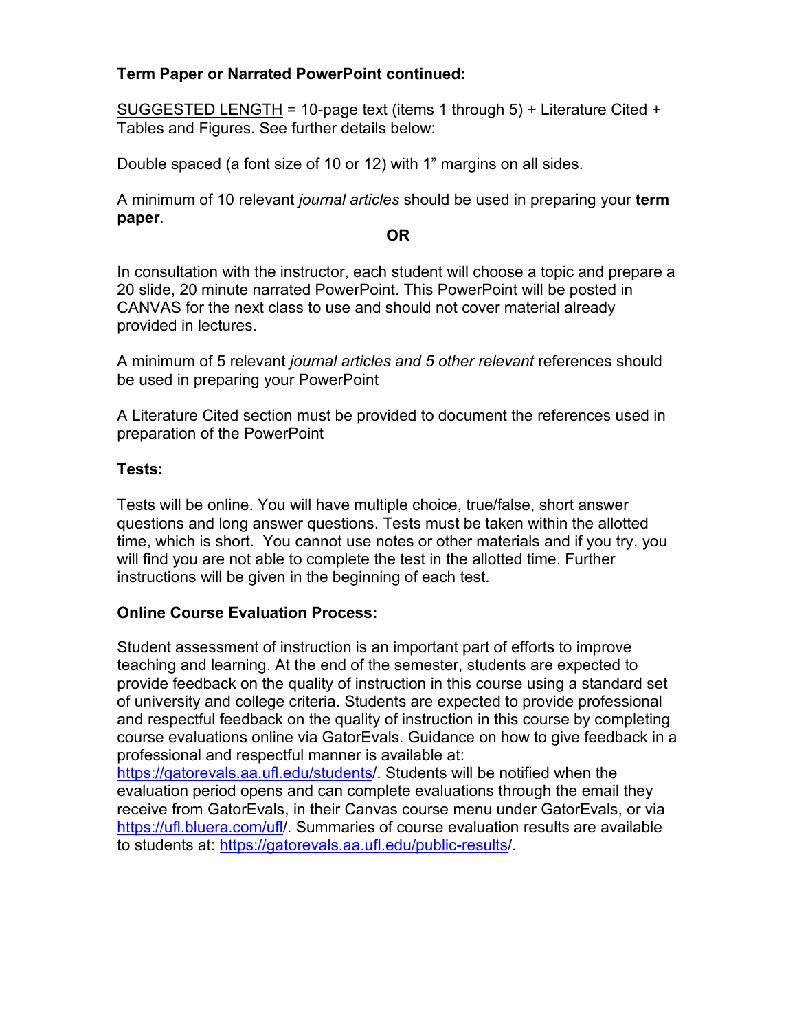**Term Paper or Narrated PowerPoint continued:**

SUGGESTED LENGTH = 10-page text (items 1 through 5) + Literature Cited + Tables and Figures. See further details below:

Double spaced (a font size of 10 or 12) with 1" margins on all sides.

A minimum of 10 relevant *journal articles* should be used in preparing your **term paper**.

**OR**

In consultation with the instructor, each student will choose a topic and prepare a 20 slide, 20 minute narrated PowerPoint. This PowerPoint will be posted in CANVAS for the next class to use and should not cover material already provided in lectures.

A minimum of 5 relevant *journal articles and 5 other relevant* references should be used in preparing your PowerPoint

A Literature Cited section must be provided to document the references used in preparation of the PowerPoint

**Tests:**

Tests will be online. You will have multiple choice, true/false, short answer questions and long answer questions. Tests must be taken within the allotted time, which is short. You cannot use notes or other materials and if you try, you will find you are not able to complete the test in the allotted time. Further instructions will be given in the beginning of each test.

**Online Course Evaluation Process:**

Student assessment of instruction is an important part of efforts to improve teaching and learning. At the end of the semester, students are expected to provide feedback on the quality of instruction in this course using a standard set of university and college criteria. Students are expected to provide professional and respectful feedback on the quality of instruction in this course by completing course evaluations online via GatorEvals. Guidance on how to give feedback in a professional and respectful manner is available at: https://gatorevals.aa.ufl.edu/students/. Students will be notified when the evaluation period opens and can complete evaluations through the email they receive from GatorEvals, in their Canvas course menu under GatorEvals, or via https://ufl.bluera.com/ufl/. Summaries of course evaluation results are available to students at: https://gatorevals.aa.ufl.edu/public-results/.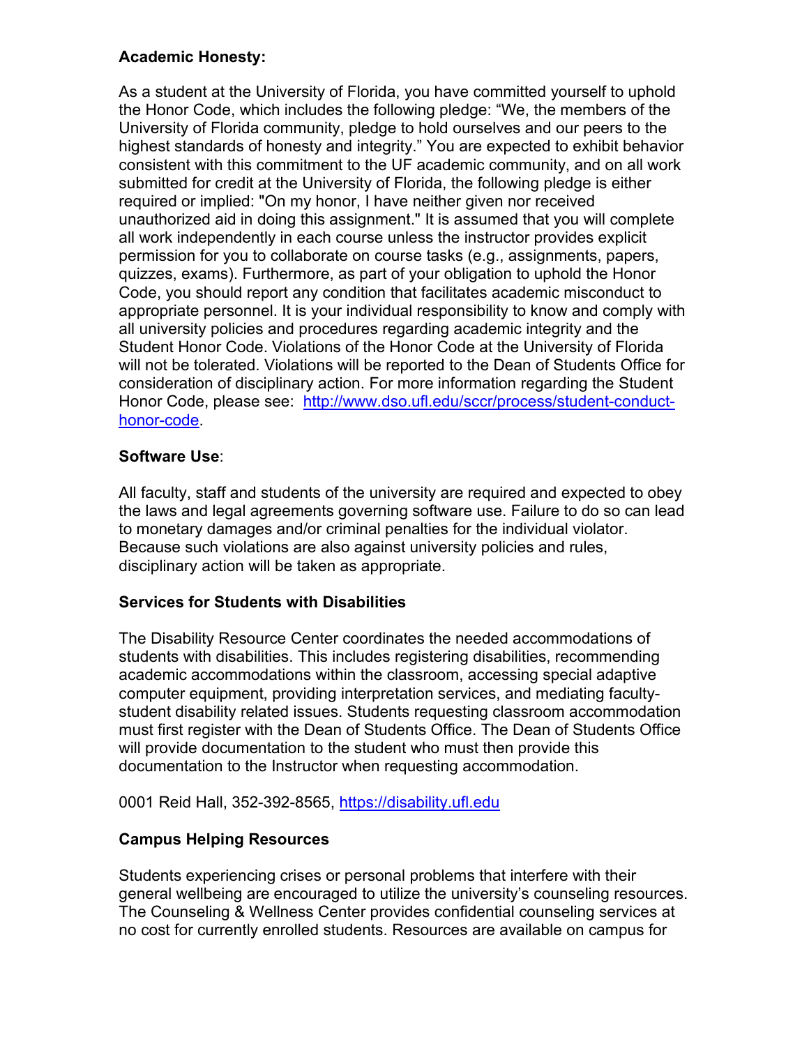**Academic Honesty:**

As a student at the University of Florida, you have committed yourself to uphold the Honor Code, which includes the following pledge: “We, the members of the University of Florida community, pledge to hold ourselves and our peers to the highest standards of honesty and integrity.” You are expected to exhibit behavior consistent with this commitment to the UF academic community, and on all work submitted for credit at the University of Florida, the following pledge is either required or implied: "On my honor, I have neither given nor received unauthorized aid in doing this assignment." It is assumed that you will complete all work independently in each course unless the instructor provides explicit permission for you to collaborate on course tasks (e.g., assignments, papers, quizzes, exams). Furthermore, as part of your obligation to uphold the Honor Code, you should report any condition that facilitates academic misconduct to appropriate personnel. It is your individual responsibility to know and comply with all university policies and procedures regarding academic integrity and the Student Honor Code. Violations of the Honor Code at the University of Florida will not be tolerated. Violations will be reported to the Dean of Students Office for consideration of disciplinary action. For more information regarding the Student Honor Code, please see: [http://www.dso.ufl.edu/sccr/process/student-conduct-honor-code](http://www.dso.ufl.edu/sccr/process/student-conduct-honor-code).

**Software Use**:

All faculty, staff and students of the university are required and expected to obey the laws and legal agreements governing software use. Failure to do so can lead to monetary damages and/or criminal penalties for the individual violator. Because such violations are also against university policies and rules, disciplinary action will be taken as appropriate.

**Services for Students with Disabilities**

The Disability Resource Center coordinates the needed accommodations of students with disabilities. This includes registering disabilities, recommending academic accommodations within the classroom, accessing special adaptive computer equipment, providing interpretation services, and mediating faculty-student disability related issues. Students requesting classroom accommodation must first register with the Dean of Students Office. The Dean of Students Office will provide documentation to the student who must then provide this documentation to the Instructor when requesting accommodation.

0001 Reid Hall, 352-392-8565, [https://disability.ufl.edu](https://disability.ufl.edu)

**Campus Helping Resources**

Students experiencing crises or personal problems that interfere with their general wellbeing are encouraged to utilize the university’s counseling resources. The Counseling & Wellness Center provides confidential counseling services at no cost for currently enrolled students. Resources are available on campus for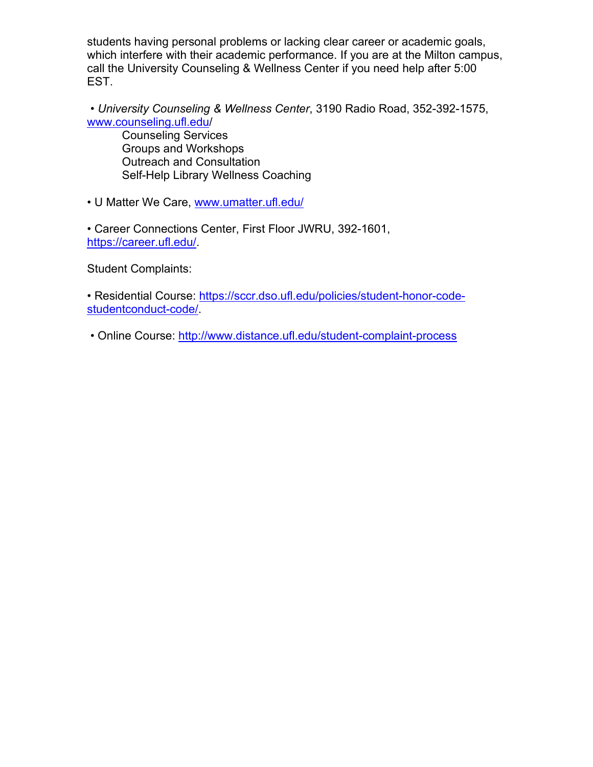students having personal problems or lacking clear career or academic goals, which interfere with their academic performance. If you are at the Milton campus, call the University Counseling & Wellness Center if you need help after 5:00 EST.

- *University Counseling & Wellness Center*, 3190 Radio Road, 352-392-1575, www.counseling.ufl.edu/
    - Counseling Services
    - Groups and Workshops
    - Outreach and Consultation
    - Self-Help Library Wellness Coaching

- U Matter We Care, www.umatter.ufl.edu/

- Career Connections Center, First Floor JWRU, 392-1601, https://career.ufl.edu/.

Student Complaints:

- Residential Course: https://sccr.dso.ufl.edu/policies/student-honor-code-studentconduct-code/.

- Online Course: http://www.distance.ufl.edu/student-complaint-process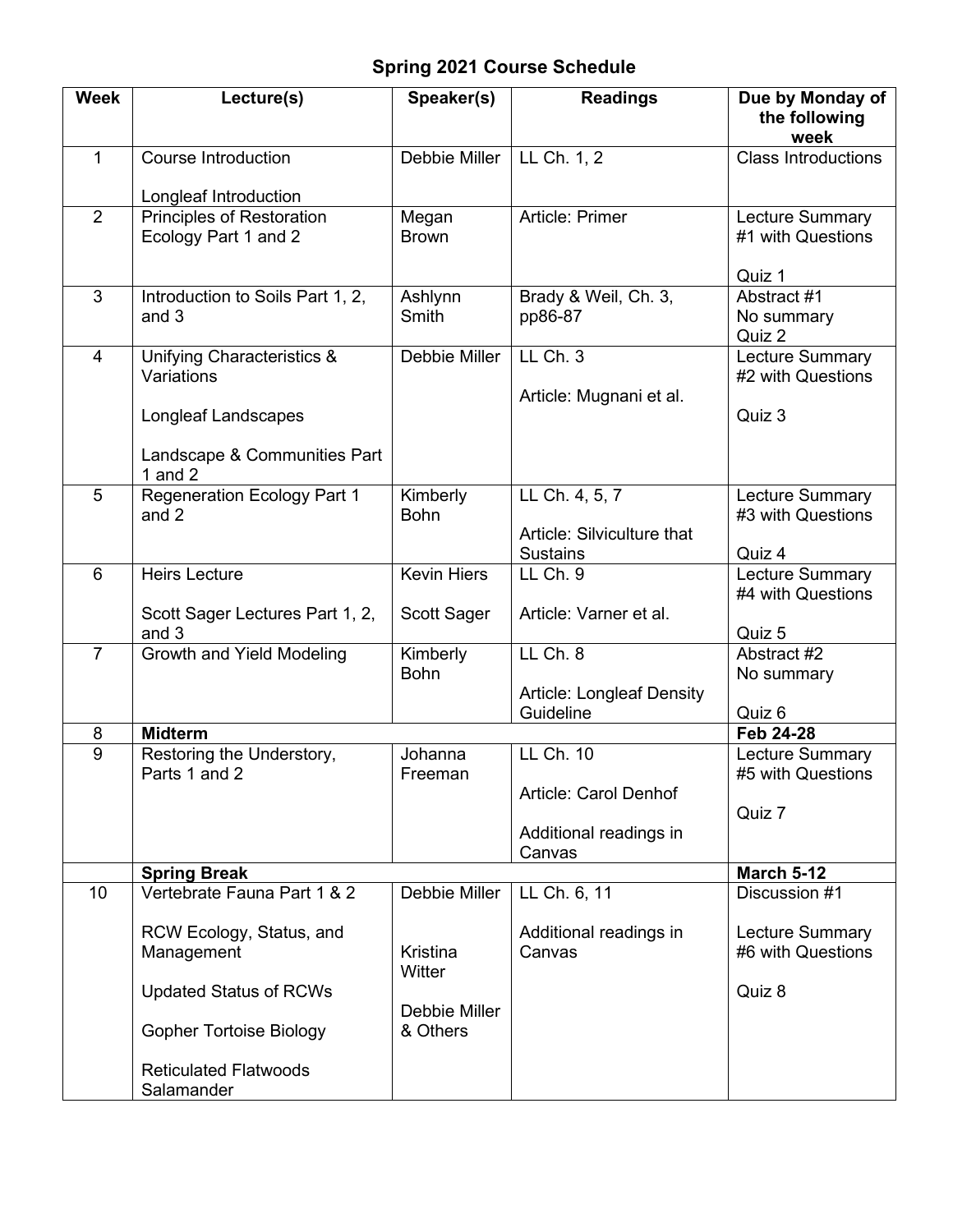## Spring 2021 Course Schedule

| Week | Lecture(s) | Speaker(s) | Readings | Due by Monday of the following week |
|---|---|---|---|---|
| 1 | Course Introduction<br><br>Longleaf Introduction | Debbie Miller | LL Ch. 1, 2 | Class Introductions |
| 2 | Principles of Restoration Ecology Part 1 and 2 | Megan Brown | Article: Primer | Lecture Summary #1 with Questions<br><br>Quiz 1 |
| 3 | Introduction to Soils Part 1, 2, and 3 | Ashlynn Smith | Brady & Weil, Ch. 3, pp86-87 | Abstract #1<br>No summary<br>Quiz 2 |
| 4 | Unifying Characteristics & Variations<br><br>Longleaf Landscapes<br><br>Landscape & Communities Part 1 and 2 | Debbie Miller | LL Ch. 3<br><br>Article: Mugnani et al. | Lecture Summary #2 with Questions<br><br>Quiz 3 |
| 5 | Regeneration Ecology Part 1 and 2 | Kimberly Bohn | LL Ch. 4, 5, 7<br><br>Article: Silviculture that Sustains | Lecture Summary #3 with Questions<br><br>Quiz 4 |
| 6 | Heirs Lecture<br><br>Scott Sager Lectures Part 1, 2, and 3 | Kevin Hiers<br><br>Scott Sager | LL Ch. 9<br><br>Article: Varner et al. | Lecture Summary #4 with Questions<br><br>Quiz 5 |
| 7 | Growth and Yield Modeling | Kimberly Bohn | LL Ch. 8<br><br>Article: Longleaf Density Guideline | Abstract #2<br>No summary<br><br>Quiz 6 |
| 8 | **Midterm** | | | **Feb 24-28** |
| 9 | Restoring the Understory, Parts 1 and 2 | Johanna Freeman | LL Ch. 10<br><br>Article: Carol Denhof<br><br>Additional readings in Canvas | Lecture Summary #5 with Questions<br><br>Quiz 7 |
| | **Spring Break** | | | **March 5-12** |
| 10 | Vertebrate Fauna Part 1 & 2<br><br>RCW Ecology, Status, and Management<br><br>Updated Status of RCWs<br><br>Gopher Tortoise Biology<br><br>Reticulated Flatwoods Salamander | Debbie Miller<br><br>Kristina Witter<br><br>Debbie Miller & Others | LL Ch. 6, 11<br><br>Additional readings in Canvas | Discussion #1<br><br>Lecture Summary #6 with Questions<br><br>Quiz 8 |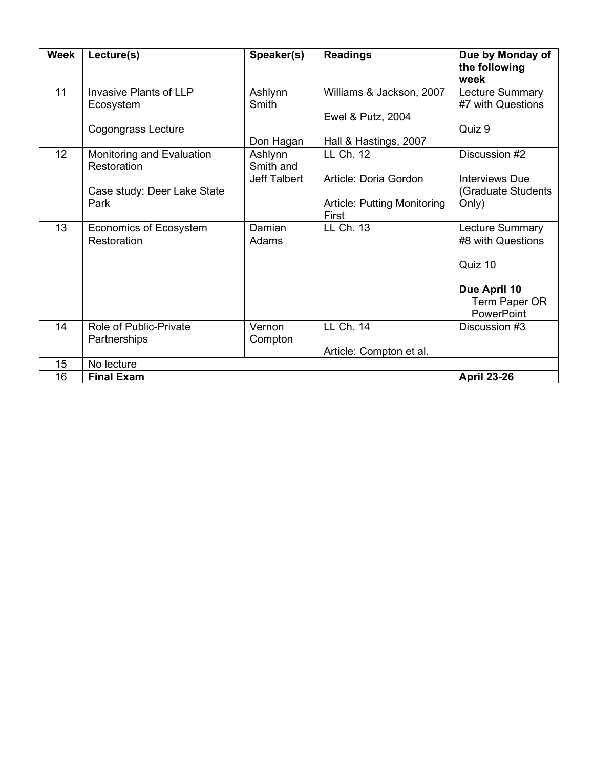| Week | Lecture(s) | Speaker(s) | Readings | Due by Monday of the following week |
|---|---|---|---|---|
| 11 | Invasive Plants of LLP Ecosystem<br><br>Cogongrass Lecture | Ashlynn Smith<br><br>Don Hagan | Williams & Jackson, 2007<br><br>Ewel & Putz, 2004<br><br>Hall & Hastings, 2007 | Lecture Summary #7 with Questions<br><br>Quiz 9 |
| 12 | Monitoring and Evaluation Restoration<br><br>Case study: Deer Lake State Park | Ashlynn Smith and Jeff Talbert | LL Ch. 12<br><br>Article: Doria Gordon<br><br>Article: Putting Monitoring First | Discussion #2<br><br>Interviews Due (Graduate Students Only) |
| 13 | Economics of Ecosystem Restoration | Damian Adams | LL Ch. 13 | Lecture Summary #8 with Questions<br><br>Quiz 10<br><br>**Due April 10**<br>Term Paper OR PowerPoint |
| 14 | Role of Public-Private Partnerships | Vernon Compton | LL Ch. 14<br><br>Article: Compton et al. | Discussion #3 |
| 15 | No lecture | | | |
| 16 | **Final Exam** | | | **April 23-26** |